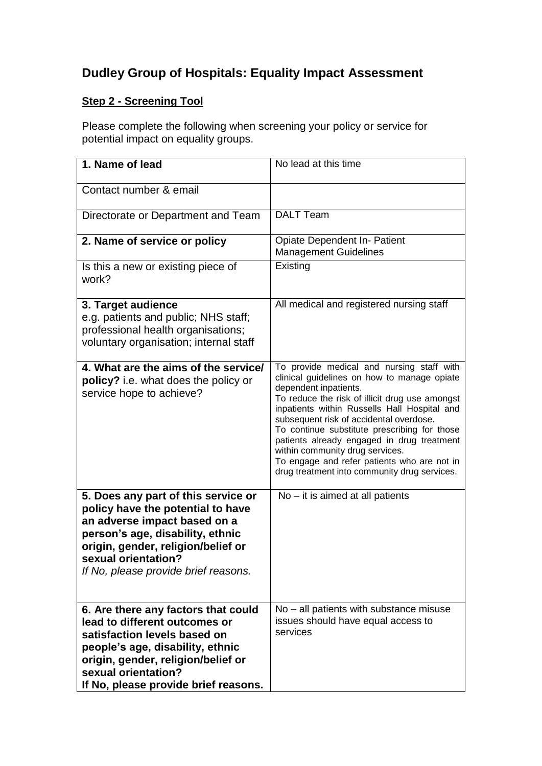# Dudley Group of Hospitals: Equality Impact Assessment

## Step 2 - Screening Tool

Please complete the following when screening your policy or service for potential impact on equality groups.

| | |
|---|---|
| **1. Name of lead** | No lead at this time |
| Contact number & email | |
| Directorate or Department and Team | DALT Team |
| **2. Name of service or policy** | Opiate Dependent In- Patient Management Guidelines |
| Is this a new or existing piece of work? | Existing |
| **3. Target audience** e.g. patients and public; NHS staff; professional health organisations; voluntary organisation; internal staff | All medical and registered nursing staff |
| **4. What are the aims of the service/ policy?** i.e. what does the policy or service hope to achieve? | To provide medical and nursing staff with clinical guidelines on how to manage opiate dependent inpatients.<br>To reduce the risk of illicit drug use amongst inpatients within Russells Hall Hospital and subsequent risk of accidental overdose.<br>To continue substitute prescribing for those patients already engaged in drug treatment within community drug services.<br>To engage and refer patients who are not in drug treatment into community drug services. |
| **5. Does any part of this service or policy have the potential to have an adverse impact based on a person's age, disability, ethnic origin, gender, religion/belief or sexual orientation?** *If No, please provide brief reasons.* | No – it is aimed at all patients |
| **6. Are there any factors that could lead to different outcomes or satisfaction levels based on people's age, disability, ethnic origin, gender, religion/belief or sexual orientation? If No, please provide brief reasons.** | No – all patients with substance misuse issues should have equal access to services |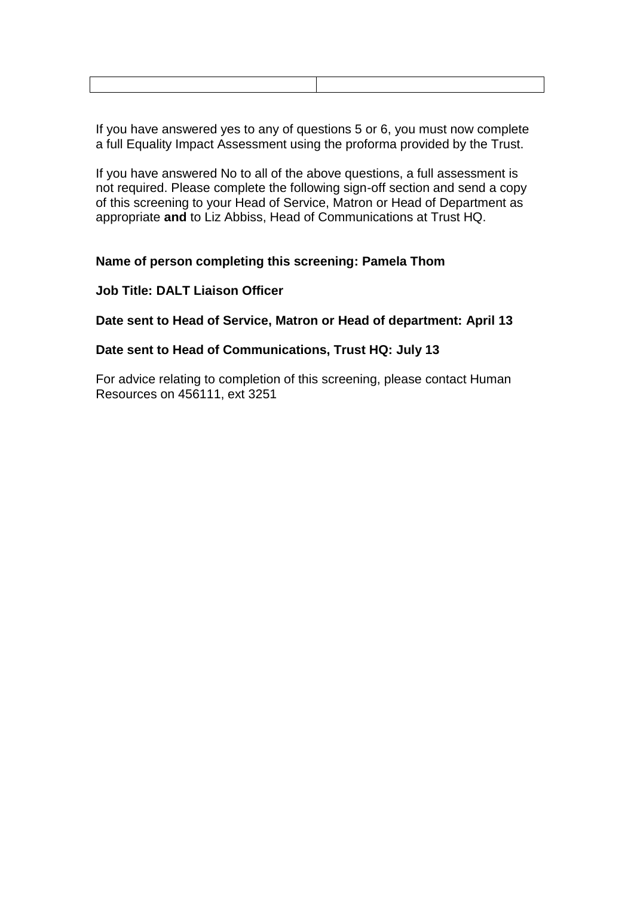| | |
|---|---|
| | |

If you have answered yes to any of questions 5 or 6, you must now complete a full Equality Impact Assessment using the proforma provided by the Trust.

If you have answered No to all of the above questions, a full assessment is not required. Please complete the following sign-off section and send a copy of this screening to your Head of Service, Matron or Head of Department as appropriate **and** to Liz Abbiss, Head of Communications at Trust HQ.

**Name of person completing this screening: Pamela Thom**

**Job Title: DALT Liaison Officer**

**Date sent to Head of Service, Matron or Head of department: April 13**

**Date sent to Head of Communications, Trust HQ: July 13**

For advice relating to completion of this screening, please contact Human Resources on 456111, ext 3251